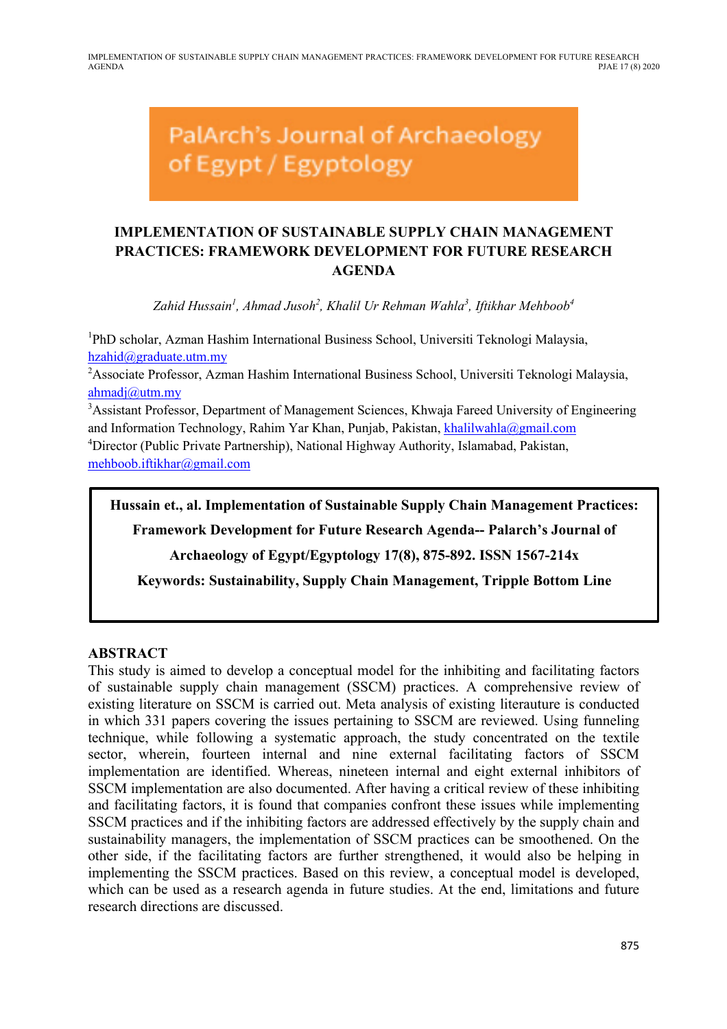PalArch's Journal of Archaeology of Egypt / Egyptology

# IMPLEMENTATION OF SUSTAINABLE SUPPLY CHAIN MANAGEMENT PRACTICES: FRAMEWORK DEVELOPMENT FOR FUTURE RESEARCH AGENDA

*Zahid Hussain[1], Ahmad Jusoh[2], Khalil Ur Rehman Wahla[3], Iftikhar Mehboob[4]*

[1]PhD scholar, Azman Hashim International Business School, Universiti Teknologi Malaysia, hzahid@graduate.utm.my

[2]Associate Professor, Azman Hashim International Business School, Universiti Teknologi Malaysia, ahmadj@utm.my

[3]Assistant Professor, Department of Management Sciences, Khwaja Fareed University of Engineering and Information Technology, Rahim Yar Khan, Punjab, Pakistan, khalilwahla@gmail.com

[4]Director (Public Private Partnership), National Highway Authority, Islamabad, Pakistan, mehboob.iftikhar@gmail.com

**Hussain et., al. Implementation of Sustainable Supply Chain Management Practices: Framework Development for Future Research Agenda-- Palarch's Journal of Archaeology of Egypt/Egyptology 17(8), 875-892. ISSN 1567-214x**

**Keywords: Sustainability, Supply Chain Management, Tripple Bottom Line**

## ABSTRACT

This study is aimed to develop a conceptual model for the inhibiting and facilitating factors of sustainable supply chain management (SSCM) practices. A comprehensive review of existing literature on SSCM is carried out. Meta analysis of existing literauture is conducted in which 331 papers covering the issues pertaining to SSCM are reviewed. Using funneling technique, while following a systematic approach, the study concentrated on the textile sector, wherein, fourteen internal and nine external facilitating factors of SSCM implementation are identified. Whereas, nineteen internal and eight external inhibitors of SSCM implementation are also documented. After having a critical review of these inhibiting and facilitating factors, it is found that companies confront these issues while implementing SSCM practices and if the inhibiting factors are addressed effectively by the supply chain and sustainability managers, the implementation of SSCM practices can be smoothened. On the other side, if the facilitating factors are further strengthened, it would also be helping in implementing the SSCM practices. Based on this review, a conceptual model is developed, which can be used as a research agenda in future studies. At the end, limitations and future research directions are discussed.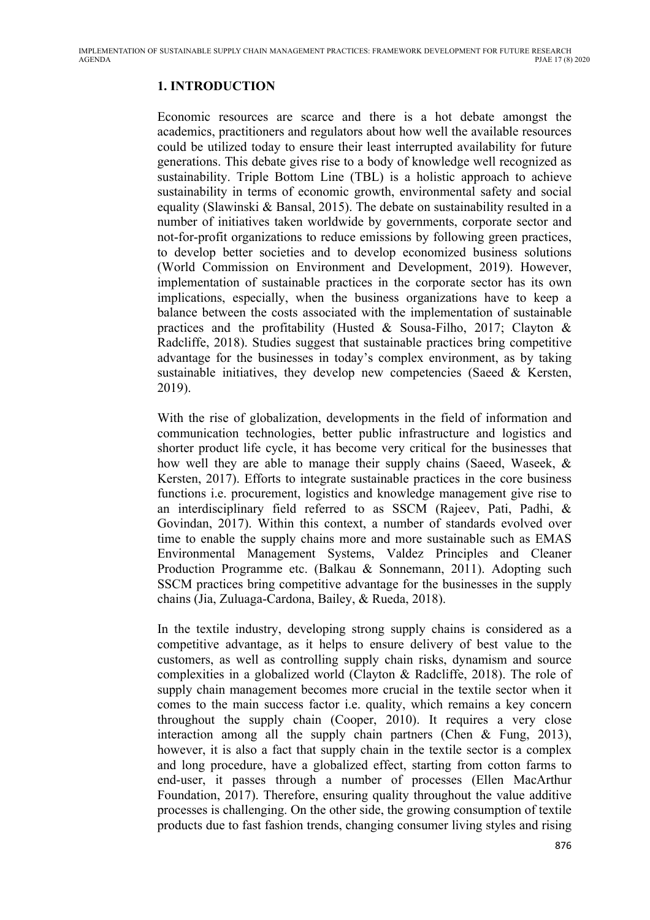## 1. INTRODUCTION

Economic resources are scarce and there is a hot debate amongst the academics, practitioners and regulators about how well the available resources could be utilized today to ensure their least interrupted availability for future generations. This debate gives rise to a body of knowledge well recognized as sustainability. Triple Bottom Line (TBL) is a holistic approach to achieve sustainability in terms of economic growth, environmental safety and social equality (Slawinski & Bansal, 2015). The debate on sustainability resulted in a number of initiatives taken worldwide by governments, corporate sector and not-for-profit organizations to reduce emissions by following green practices, to develop better societies and to develop economized business solutions (World Commission on Environment and Development, 2019). However, implementation of sustainable practices in the corporate sector has its own implications, especially, when the business organizations have to keep a balance between the costs associated with the implementation of sustainable practices and the profitability (Husted & Sousa-Filho, 2017; Clayton & Radcliffe, 2018). Studies suggest that sustainable practices bring competitive advantage for the businesses in today's complex environment, as by taking sustainable initiatives, they develop new competencies (Saeed & Kersten, 2019).

With the rise of globalization, developments in the field of information and communication technologies, better public infrastructure and logistics and shorter product life cycle, it has become very critical for the businesses that how well they are able to manage their supply chains (Saeed, Waseek, & Kersten, 2017). Efforts to integrate sustainable practices in the core business functions i.e. procurement, logistics and knowledge management give rise to an interdisciplinary field referred to as SSCM (Rajeev, Pati, Padhi, & Govindan, 2017). Within this context, a number of standards evolved over time to enable the supply chains more and more sustainable such as EMAS Environmental Management Systems, Valdez Principles and Cleaner Production Programme etc. (Balkau & Sonnemann, 2011). Adopting such SSCM practices bring competitive advantage for the businesses in the supply chains (Jia, Zuluaga-Cardona, Bailey, & Rueda, 2018).

In the textile industry, developing strong supply chains is considered as a competitive advantage, as it helps to ensure delivery of best value to the customers, as well as controlling supply chain risks, dynamism and source complexities in a globalized world (Clayton & Radcliffe, 2018). The role of supply chain management becomes more crucial in the textile sector when it comes to the main success factor i.e. quality, which remains a key concern throughout the supply chain (Cooper, 2010). It requires a very close interaction among all the supply chain partners (Chen & Fung, 2013), however, it is also a fact that supply chain in the textile sector is a complex and long procedure, have a globalized effect, starting from cotton farms to end-user, it passes through a number of processes (Ellen MacArthur Foundation, 2017). Therefore, ensuring quality throughout the value additive processes is challenging. On the other side, the growing consumption of textile products due to fast fashion trends, changing consumer living styles and rising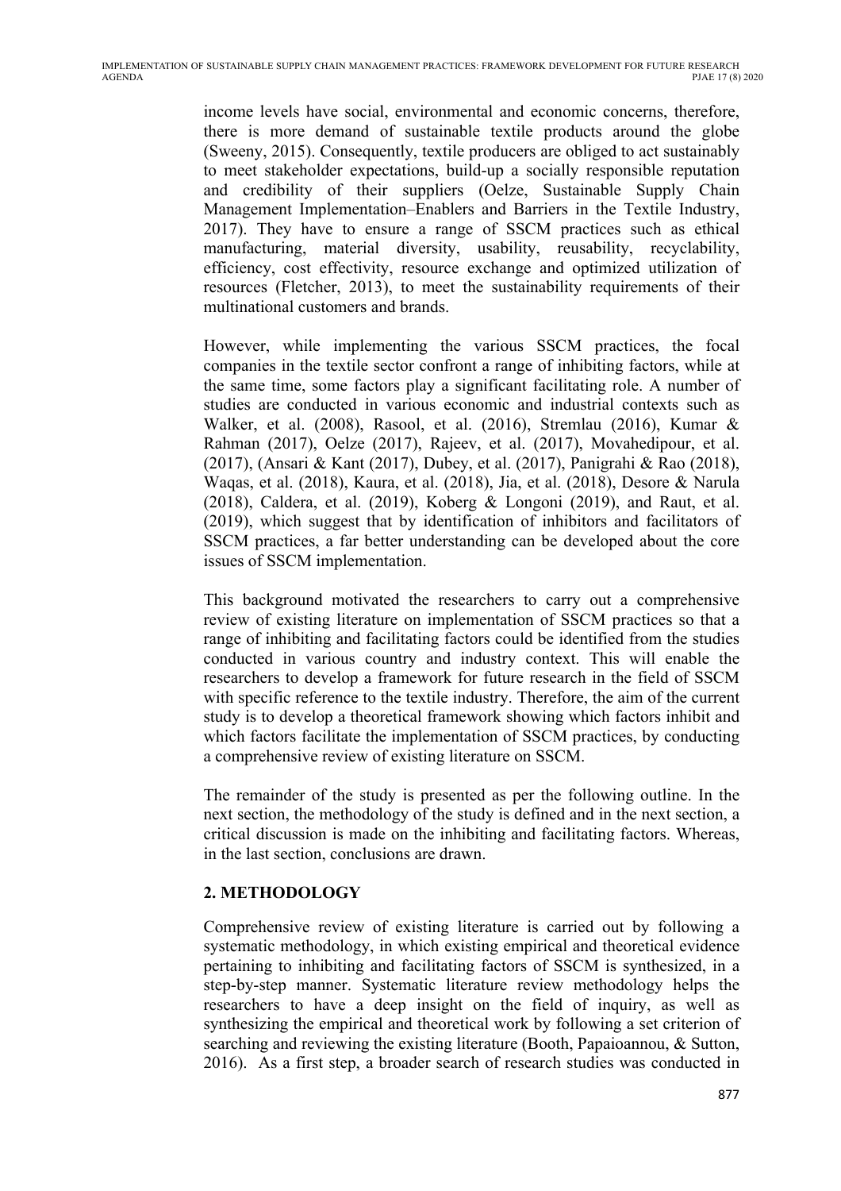income levels have social, environmental and economic concerns, therefore, there is more demand of sustainable textile products around the globe (Sweeny, 2015). Consequently, textile producers are obliged to act sustainably to meet stakeholder expectations, build-up a socially responsible reputation and credibility of their suppliers (Oelze, Sustainable Supply Chain Management Implementation–Enablers and Barriers in the Textile Industry, 2017). They have to ensure a range of SSCM practices such as ethical manufacturing, material diversity, usability, reusability, recyclability, efficiency, cost effectivity, resource exchange and optimized utilization of resources (Fletcher, 2013), to meet the sustainability requirements of their multinational customers and brands.

However, while implementing the various SSCM practices, the focal companies in the textile sector confront a range of inhibiting factors, while at the same time, some factors play a significant facilitating role. A number of studies are conducted in various economic and industrial contexts such as Walker, et al. (2008), Rasool, et al. (2016), Stremlau (2016), Kumar & Rahman (2017), Oelze (2017), Rajeev, et al. (2017), Movahedipour, et al. (2017), (Ansari & Kant (2017), Dubey, et al. (2017), Panigrahi & Rao (2018), Waqas, et al. (2018), Kaura, et al. (2018), Jia, et al. (2018), Desore & Narula (2018), Caldera, et al. (2019), Koberg & Longoni (2019), and Raut, et al. (2019), which suggest that by identification of inhibitors and facilitators of SSCM practices, a far better understanding can be developed about the core issues of SSCM implementation.

This background motivated the researchers to carry out a comprehensive review of existing literature on implementation of SSCM practices so that a range of inhibiting and facilitating factors could be identified from the studies conducted in various country and industry context. This will enable the researchers to develop a framework for future research in the field of SSCM with specific reference to the textile industry. Therefore, the aim of the current study is to develop a theoretical framework showing which factors inhibit and which factors facilitate the implementation of SSCM practices, by conducting a comprehensive review of existing literature on SSCM.

The remainder of the study is presented as per the following outline. In the next section, the methodology of the study is defined and in the next section, a critical discussion is made on the inhibiting and facilitating factors. Whereas, in the last section, conclusions are drawn.

## 2. METHODOLOGY

Comprehensive review of existing literature is carried out by following a systematic methodology, in which existing empirical and theoretical evidence pertaining to inhibiting and facilitating factors of SSCM is synthesized, in a step-by-step manner. Systematic literature review methodology helps the researchers to have a deep insight on the field of inquiry, as well as synthesizing the empirical and theoretical work by following a set criterion of searching and reviewing the existing literature (Booth, Papaioannou, & Sutton, 2016). As a first step, a broader search of research studies was conducted in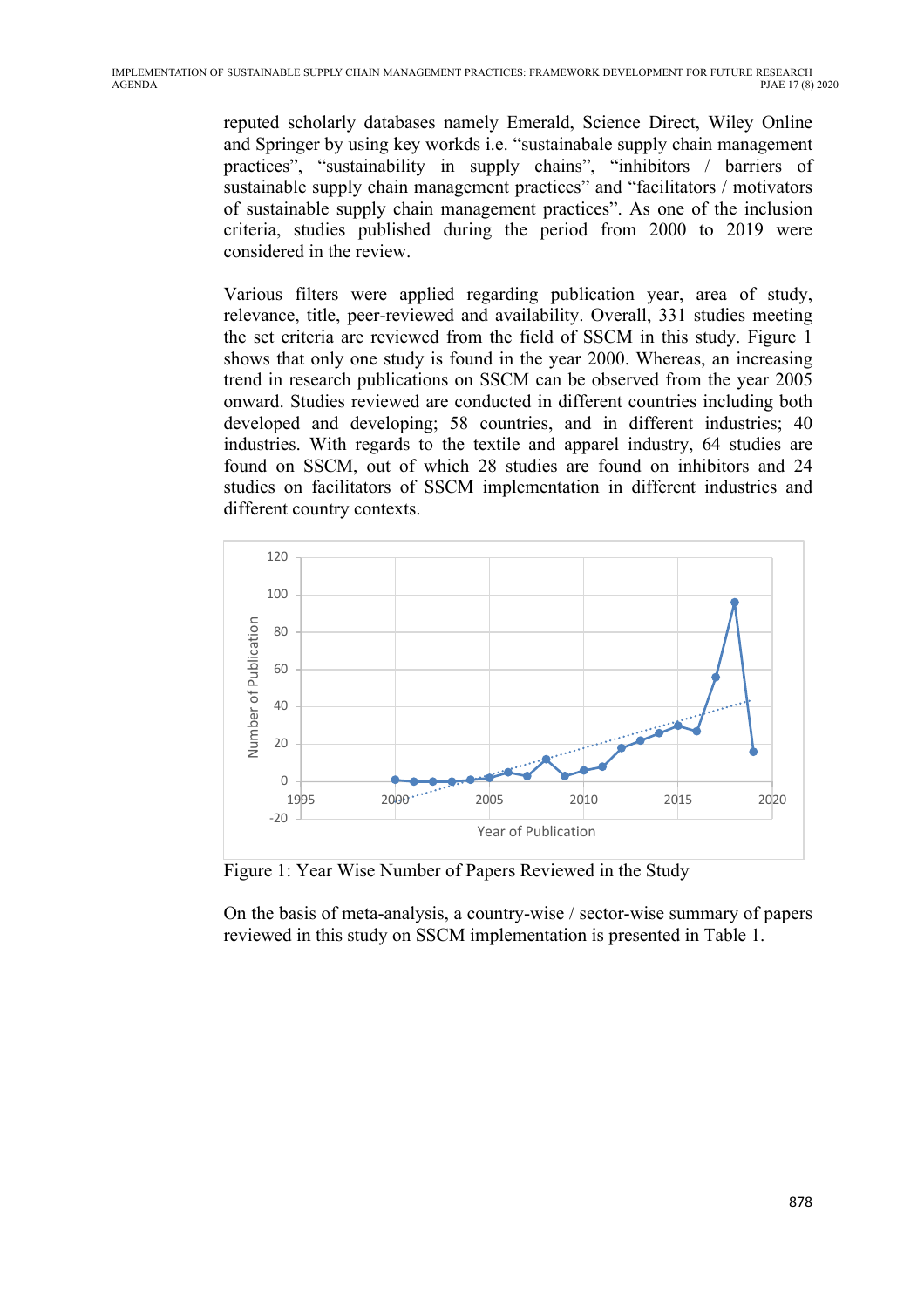reputed scholarly databases namely Emerald, Science Direct, Wiley Online and Springer by using key workds i.e. “sustainabale supply chain management practices”, “sustainability in supply chains”, “inhibitors / barriers of sustainable supply chain management practices” and “facilitators / motivators of sustainable supply chain management practices”. As one of the inclusion criteria, studies published during the period from 2000 to 2019 were considered in the review.

Various filters were applied regarding publication year, area of study, relevance, title, peer-reviewed and availability. Overall, 331 studies meeting the set criteria are reviewed from the field of SSCM in this study. Figure 1 shows that only one study is found in the year 2000. Whereas, an increasing trend in research publications on SSCM can be observed from the year 2005 onward. Studies reviewed are conducted in different countries including both developed and developing; 58 countries, and in different industries; 40 industries. With regards to the textile and apparel industry, 64 studies are found on SSCM, out of which 28 studies are found on inhibitors and 24 studies on facilitators of SSCM implementation in different industries and different country contexts.

Figure 1: Year Wise Number of Papers Reviewed in the Study

On the basis of meta-analysis, a country-wise / sector-wise summary of papers reviewed in this study on SSCM implementation is presented in Table 1.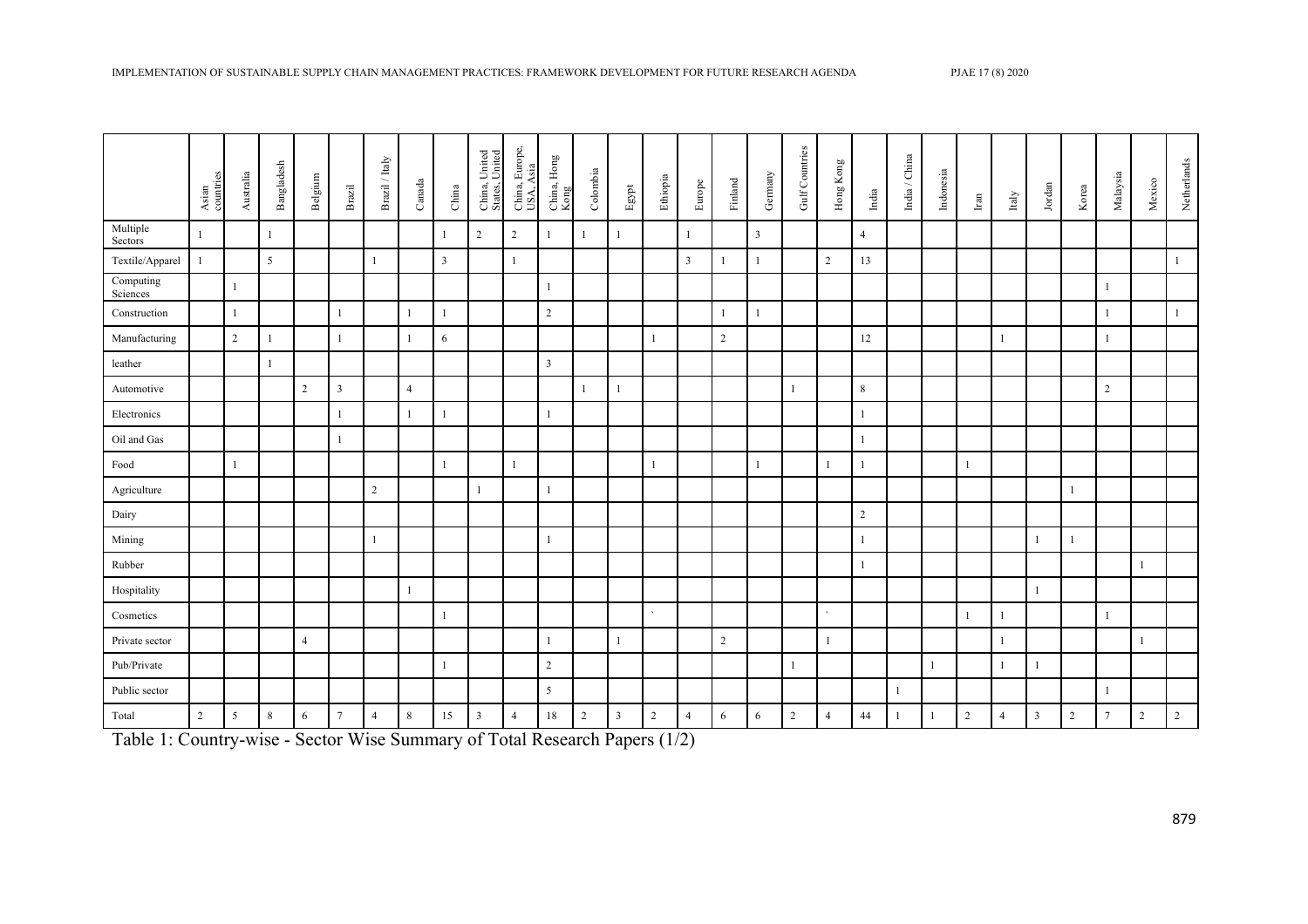| | Asian countries | Australia | Bangladesh | Belgium | Brazil | Brazil / Italy | Canada | China | China, United States, United | China, Europe, USA, Asia | China, Hong Kong | Colombia | Egypt | Ethiopia | Europe | Finland | Germany | Gulf Countries | Hong Kong | India | India / China | Indonesia | Iran | Italy | Jordan | Korea | Malaysia | Mexico | Netherlands |
|---|---|---|---|---|---|---|---|---|---|---|---|---|---|---|---|---|---|---|---|---|---|---|---|---|---|---|---|---|---|
| Multiple Sectors | 1 | | 1 | | | | | 1 | 2 | 2 | 1 | 1 | 1 | | 1 | | 3 | | | 4 | | | | | | | | | |
| Textile/Apparel | 1 | | 5 | | | 1 | | 3 | | 1 | | | | | 3 | 1 | 1 | | 2 | 13 | | | | | | | | | 1 |
| Computing Sciences | | 1 | | | | | | | | | 1 | | | | | | | | | | | | | | | | 1 | | |
| Construction | | 1 | | | 1 | | 1 | 1 | | | 2 | | | | | 1 | 1 | | | | | | | | | | 1 | | 1 |
| Manufacturing | | 2 | 1 | | 1 | | 1 | 6 | | | | | | 1 | | 2 | | | | 12 | | | | 1 | | | 1 | | |
| leather | | | 1 | | | | | | | | 3 | | | | | | | | | | | | | | | | | | |
| Automotive | | | | 2 | 3 | | 4 | | | | | 1 | 1 | | | | | 1 | | 8 | | | | | | | 2 | | |
| Electronics | | | | | 1 | | 1 | 1 | | | 1 | | | | | | | | | 1 | | | | | | | | | |
| Oil and Gas | | | | | 1 | | | | | | | | | | | | | | | 1 | | | | | | | | | |
| Food | | 1 | | | | | | 1 | | 1 | | | | 1 | | | 1 | | 1 | 1 | | | 1 | | | | | | |
| Agriculture | | | | | | 2 | | | 1 | | 1 | | | | | | | | | | | | | | | 1 | | | |
| Dairy | | | | | | | | | | | | | | | | | | | | 2 | | | | | | | | | |
| Mining | | | | | | 1 | | | | | 1 | | | | | | | | | 1 | | | | | 1 | 1 | | | |
| Rubber | | | | | | | | | | | | | | | | | | | | 1 | | | | | | | | 1 | |
| Hospitality | | | | | | | 1 | | | | | | | | | | | | | | | | | | 1 | | | | |
| Cosmetics | | | | | | | | 1 | | | | | | ` | | | | | ` | | | | 1 | 1 | | | 1 | | |
| Private sector | | | | 4 | | | | | | | 1 | | 1 | | | 2 | | | 1 | | | | | 1 | | | | 1 | |
| Pub/Private | | | | | | | | 1 | | | 2 | | | | | | | 1 | | | | 1 | | 1 | 1 | | | | |
| Public sector | | | | | | | | | | | 5 | | | | | | | | | | 1 | | | | | | 1 | | |
| Total | 2 | 5 | 8 | 6 | 7 | 4 | 8 | 15 | 3 | 4 | 18 | 2 | 3 | 2 | 4 | 6 | 6 | 2 | 4 | 44 | 1 | 1 | 2 | 4 | 3 | 2 | 7 | 2 | 2 |

Table 1: Country-wise - Sector Wise Summary of Total Research Papers (1/2)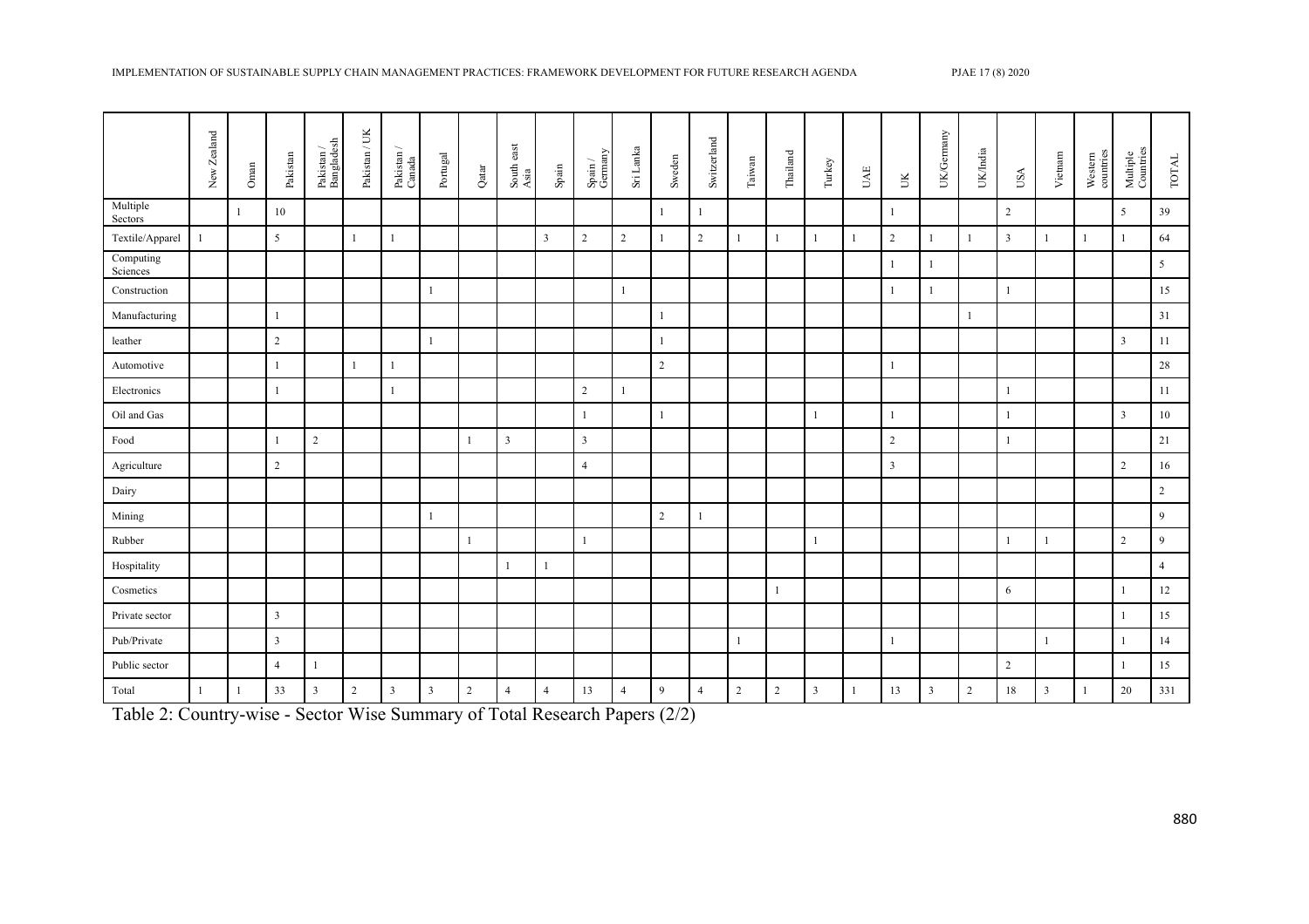| | New Zealand | Oman | Pakistan | Pakistan / Bangladesh | Pakistan / UK | Pakistan / Canada | Portugal | Qatar | South east Asia | Spain | Spain / Germany | Sri Lanka | Sweden | Switzerland | Taiwan | Thailand | Turkey | UAE | UK | UK/Germany | UK/India | USA | Vietnam | Western countries | Multiple Countries | TOTAL |
|---|---|---|---|---|---|---|---|---|---|---|---|---|---|---|---|---|---|---|---|---|---|---|---|---|---|---|
| Multiple Sectors | | 1 | 10 | | | | | | | | | | 1 | 1 | | | | | 1 | | | 2 | | | 5 | 39 |
| Textile/Apparel | 1 | | 5 | | 1 | 1 | | | | 3 | 2 | 2 | 1 | 2 | 1 | 1 | 1 | 1 | 2 | 1 | 1 | 3 | 1 | 1 | 1 | 64 |
| Computing Sciences | | | | | | | | | | | | | | | | | | | 1 | 1 | | | | | | 5 |
| Construction | | | | | | | 1 | | | | | 1 | | | | | | | 1 | 1 | | 1 | | | | 15 |
| Manufacturing | | | 1 | | | | | | | | | | 1 | | | | | | | | 1 | | | | | 31 |
| leather | | | 2 | | | | 1 | | | | | | 1 | | | | | | | | | | | | 3 | 11 |
| Automotive | | | 1 | | 1 | 1 | | | | | | | 2 | | | | | | 1 | | | | | | | 28 |
| Electronics | | | 1 | | | 1 | | | | | 2 | 1 | | | | | | | | | | 1 | | | | 11 |
| Oil and Gas | | | | | | | | | | | 1 | | 1 | | | | 1 | | 1 | | | 1 | | | 3 | 10 |
| Food | | | 1 | 2 | | | | 1 | 3 | | 3 | | | | | | | | 2 | | | 1 | | | | 21 |
| Agriculture | | | 2 | | | | | | | | 4 | | | | | | | | 3 | | | | | | 2 | 16 |
| Dairy | | | | | | | | | | | | | | | | | | | | | | | | | | 2 |
| Mining | | | | | | | 1 | | | | | | 2 | 1 | | | | | | | | | | | | 9 |
| Rubber | | | | | | | | 1 | | | 1 | | | | | | 1 | | | | | 1 | 1 | | 2 | 9 |
| Hospitality | | | | | | | | | 1 | 1 | | | | | | | | | | | | | | | | 4 |
| Cosmetics | | | | | | | | | | | | | | | | 1 | | | | | | 6 | | | 1 | 12 |
| Private sector | | | 3 | | | | | | | | | | | | | | | | | | | | | | 1 | 15 |
| Pub/Private | | | 3 | | | | | | | | | | | | 1 | | | | 1 | | | | 1 | | 1 | 14 |
| Public sector | | | 4 | 1 | | | | | | | | | | | | | | | | | | 2 | | | 1 | 15 |
| Total | 1 | 1 | 33 | 3 | 2 | 3 | 3 | 2 | 4 | 4 | 13 | 4 | 9 | 4 | 2 | 2 | 3 | 1 | 13 | 3 | 2 | 18 | 3 | 1 | 20 | 331 |

Table 2: Country-wise - Sector Wise Summary of Total Research Papers (2/2)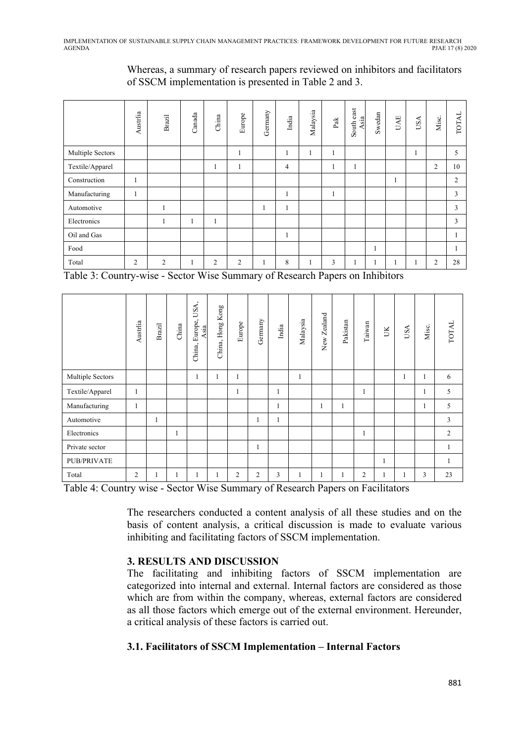Whereas, a summary of research papers reviewed on inhibitors and facilitators of SSCM implementation is presented in Table 2 and 3.

| | Austrlia | Brazil | Canada | China | Europe | Germany | India | Malaysia | Pak | South east Asia | Swedan | UAE | USA | Misc. | TOTAL |
|---|---|---|---|---|---|---|---|---|---|---|---|---|---|---|---|
| Multiple Sectors | | | | | 1 | | 1 | 1 | 1 | | | | 1 | | 5 |
| Textile/Apparel | | | | 1 | 1 | | 4 | | 1 | 1 | | | | 2 | 10 |
| Construction | 1 | | | | | | | | | | | 1 | | | 2 |
| Manufacturing | 1 | | | | | | 1 | | 1 | | | | | | 3 |
| Automotive | | 1 | | | | 1 | 1 | | | | | | | | 3 |
| Electronics | | 1 | 1 | 1 | | | | | | | | | | | 3 |
| Oil and Gas | | | | | | | 1 | | | | | | | | 1 |
| Food | | | | | | | | | | | 1 | | | | 1 |
| Total | 2 | 2 | 1 | 2 | 2 | 1 | 8 | 1 | 3 | 1 | 1 | 1 | 1 | 2 | 28 |

Table 3: Country-wise - Sector Wise Summary of Research Papers on Inhibitors

| | Austrlia | Brazil | China | China, Europe, USA, Asia | China, Hong Kong | Europe | Germany | India | Malaysia | New Zealand | Pakistan | Taiwan | UK | USA | Misc. | TOTAL |
|---|---|---|---|---|---|---|---|---|---|---|---|---|---|---|---|---|
| Multiple Sectors | | | | 1 | 1 | 1 | | | 1 | | | | | 1 | 1 | 6 |
| Textile/Apparel | 1 | | | | | 1 | | 1 | | | | 1 | | | 1 | 5 |
| Manufacturing | 1 | | | | | | | 1 | | 1 | 1 | | | | 1 | 5 |
| Automotive | | 1 | | | | | 1 | 1 | | | | | | | | 3 |
| Electronics | | | 1 | | | | | | | | | 1 | | | | 2 |
| Private sector | | | | | | | 1 | | | | | | | | | 1 |
| PUB/PRIVATE | | | | | | | | | | | | | 1 | | | 1 |
| Total | 2 | 1 | 1 | 1 | 1 | 2 | 2 | 3 | 1 | 1 | 1 | 2 | 1 | 1 | 3 | 23 |

Table 4: Country wise - Sector Wise Summary of Research Papers on Facilitators

The researchers conducted a content analysis of all these studies and on the basis of content analysis, a critical discussion is made to evaluate various inhibiting and facilitating factors of SSCM implementation.

## 3. RESULTS AND DISCUSSION

The facilitating and inhibiting factors of SSCM implementation are categorized into internal and external. Internal factors are considered as those which are from within the company, whereas, external factors are considered as all those factors which emerge out of the external environment. Hereunder, a critical analysis of these factors is carried out.

### 3.1. Facilitators of SSCM Implementation – Internal Factors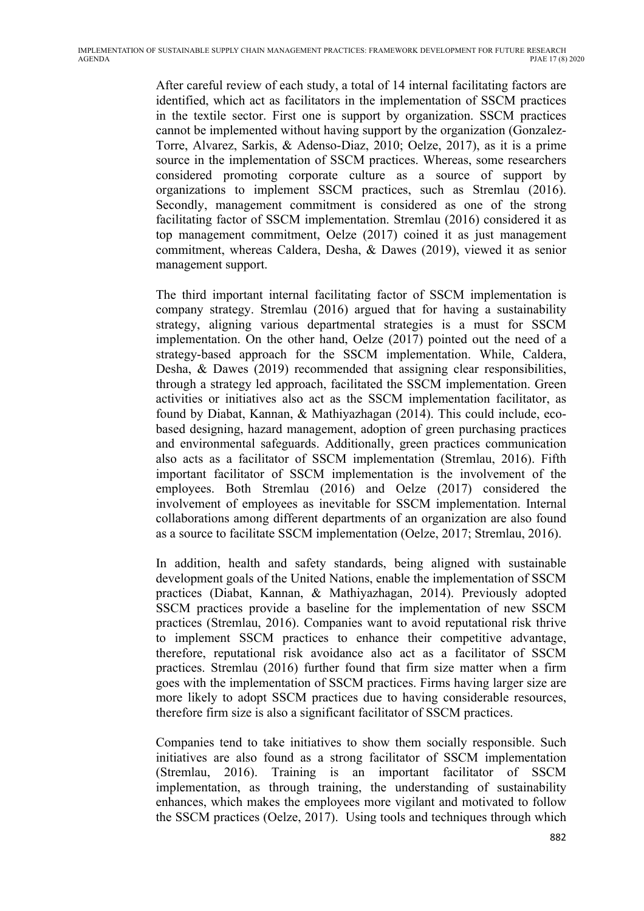After careful review of each study, a total of 14 internal facilitating factors are identified, which act as facilitators in the implementation of SSCM practices in the textile sector. First one is support by organization. SSCM practices cannot be implemented without having support by the organization (Gonzalez-Torre, Alvarez, Sarkis, & Adenso-Diaz, 2010; Oelze, 2017), as it is a prime source in the implementation of SSCM practices. Whereas, some researchers considered promoting corporate culture as a source of support by organizations to implement SSCM practices, such as Stremlau (2016). Secondly, management commitment is considered as one of the strong facilitating factor of SSCM implementation. Stremlau (2016) considered it as top management commitment, Oelze (2017) coined it as just management commitment, whereas Caldera, Desha, & Dawes (2019), viewed it as senior management support.

The third important internal facilitating factor of SSCM implementation is company strategy. Stremlau (2016) argued that for having a sustainability strategy, aligning various departmental strategies is a must for SSCM implementation. On the other hand, Oelze (2017) pointed out the need of a strategy-based approach for the SSCM implementation. While, Caldera, Desha, & Dawes (2019) recommended that assigning clear responsibilities, through a strategy led approach, facilitated the SSCM implementation. Green activities or initiatives also act as the SSCM implementation facilitator, as found by Diabat, Kannan, & Mathiyazhagan (2014). This could include, eco-based designing, hazard management, adoption of green purchasing practices and environmental safeguards. Additionally, green practices communication also acts as a facilitator of SSCM implementation (Stremlau, 2016). Fifth important facilitator of SSCM implementation is the involvement of the employees. Both Stremlau (2016) and Oelze (2017) considered the involvement of employees as inevitable for SSCM implementation. Internal collaborations among different departments of an organization are also found as a source to facilitate SSCM implementation (Oelze, 2017; Stremlau, 2016).

In addition, health and safety standards, being aligned with sustainable development goals of the United Nations, enable the implementation of SSCM practices (Diabat, Kannan, & Mathiyazhagan, 2014). Previously adopted SSCM practices provide a baseline for the implementation of new SSCM practices (Stremlau, 2016). Companies want to avoid reputational risk thrive to implement SSCM practices to enhance their competitive advantage, therefore, reputational risk avoidance also act as a facilitator of SSCM practices. Stremlau (2016) further found that firm size matter when a firm goes with the implementation of SSCM practices. Firms having larger size are more likely to adopt SSCM practices due to having considerable resources, therefore firm size is also a significant facilitator of SSCM practices.

Companies tend to take initiatives to show them socially responsible. Such initiatives are also found as a strong facilitator of SSCM implementation (Stremlau, 2016). Training is an important facilitator of SSCM implementation, as through training, the understanding of sustainability enhances, which makes the employees more vigilant and motivated to follow the SSCM practices (Oelze, 2017). Using tools and techniques through which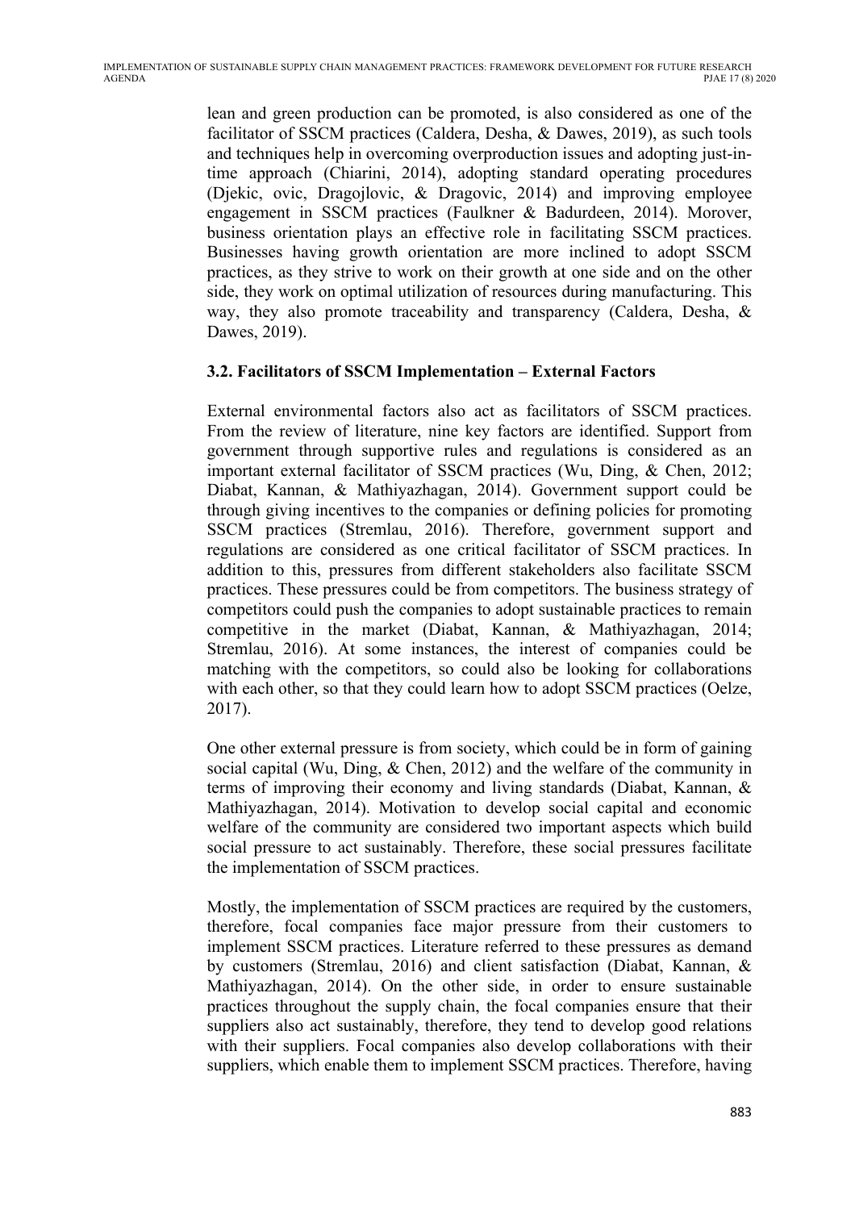lean and green production can be promoted, is also considered as one of the facilitator of SSCM practices (Caldera, Desha, & Dawes, 2019), as such tools and techniques help in overcoming overproduction issues and adopting just-in-time approach (Chiarini, 2014), adopting standard operating procedures (Djekic, ovic, Dragojlovic, & Dragovic, 2014) and improving employee engagement in SSCM practices (Faulkner & Badurdeen, 2014). Morover, business orientation plays an effective role in facilitating SSCM practices. Businesses having growth orientation are more inclined to adopt SSCM practices, as they strive to work on their growth at one side and on the other side, they work on optimal utilization of resources during manufacturing. This way, they also promote traceability and transparency (Caldera, Desha, & Dawes, 2019).

### 3.2. Facilitators of SSCM Implementation – External Factors

External environmental factors also act as facilitators of SSCM practices. From the review of literature, nine key factors are identified. Support from government through supportive rules and regulations is considered as an important external facilitator of SSCM practices (Wu, Ding, & Chen, 2012; Diabat, Kannan, & Mathiyazhagan, 2014). Government support could be through giving incentives to the companies or defining policies for promoting SSCM practices (Stremlau, 2016). Therefore, government support and regulations are considered as one critical facilitator of SSCM practices. In addition to this, pressures from different stakeholders also facilitate SSCM practices. These pressures could be from competitors. The business strategy of competitors could push the companies to adopt sustainable practices to remain competitive in the market (Diabat, Kannan, & Mathiyazhagan, 2014; Stremlau, 2016). At some instances, the interest of companies could be matching with the competitors, so could also be looking for collaborations with each other, so that they could learn how to adopt SSCM practices (Oelze, 2017).

One other external pressure is from society, which could be in form of gaining social capital (Wu, Ding, & Chen, 2012) and the welfare of the community in terms of improving their economy and living standards (Diabat, Kannan, & Mathiyazhagan, 2014). Motivation to develop social capital and economic welfare of the community are considered two important aspects which build social pressure to act sustainably. Therefore, these social pressures facilitate the implementation of SSCM practices.

Mostly, the implementation of SSCM practices are required by the customers, therefore, focal companies face major pressure from their customers to implement SSCM practices. Literature referred to these pressures as demand by customers (Stremlau, 2016) and client satisfaction (Diabat, Kannan, & Mathiyazhagan, 2014). On the other side, in order to ensure sustainable practices throughout the supply chain, the focal companies ensure that their suppliers also act sustainably, therefore, they tend to develop good relations with their suppliers. Focal companies also develop collaborations with their suppliers, which enable them to implement SSCM practices. Therefore, having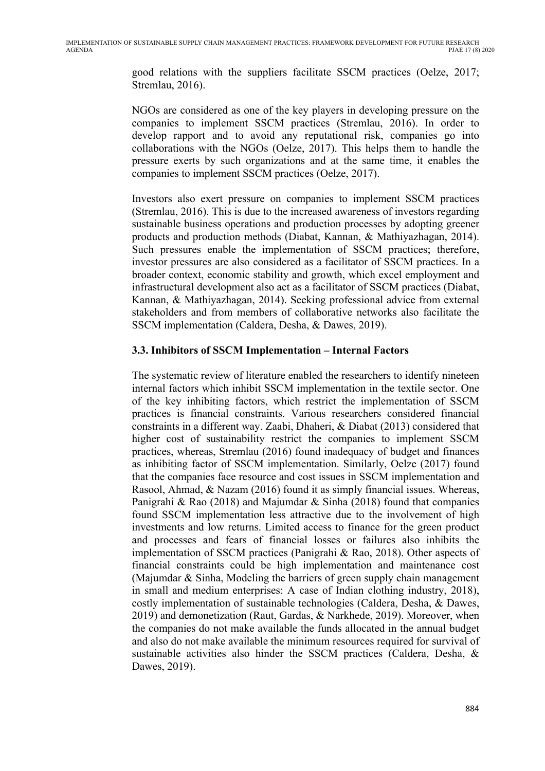good relations with the suppliers facilitate SSCM practices (Oelze, 2017; Stremlau, 2016).

NGOs are considered as one of the key players in developing pressure on the companies to implement SSCM practices (Stremlau, 2016). In order to develop rapport and to avoid any reputational risk, companies go into collaborations with the NGOs (Oelze, 2017). This helps them to handle the pressure exerts by such organizations and at the same time, it enables the companies to implement SSCM practices (Oelze, 2017).

Investors also exert pressure on companies to implement SSCM practices (Stremlau, 2016). This is due to the increased awareness of investors regarding sustainable business operations and production processes by adopting greener products and production methods (Diabat, Kannan, & Mathiyazhagan, 2014). Such pressures enable the implementation of SSCM practices; therefore, investor pressures are also considered as a facilitator of SSCM practices. In a broader context, economic stability and growth, which excel employment and infrastructural development also act as a facilitator of SSCM practices (Diabat, Kannan, & Mathiyazhagan, 2014). Seeking professional advice from external stakeholders and from members of collaborative networks also facilitate the SSCM implementation (Caldera, Desha, & Dawes, 2019).

### 3.3. Inhibitors of SSCM Implementation – Internal Factors

The systematic review of literature enabled the researchers to identify nineteen internal factors which inhibit SSCM implementation in the textile sector. One of the key inhibiting factors, which restrict the implementation of SSCM practices is financial constraints. Various researchers considered financial constraints in a different way. Zaabi, Dhaheri, & Diabat (2013) considered that higher cost of sustainability restrict the companies to implement SSCM practices, whereas, Stremlau (2016) found inadequacy of budget and finances as inhibiting factor of SSCM implementation. Similarly, Oelze (2017) found that the companies face resource and cost issues in SSCM implementation and Rasool, Ahmad, & Nazam (2016) found it as simply financial issues. Whereas, Panigrahi & Rao (2018) and Majumdar & Sinha (2018) found that companies found SSCM implementation less attractive due to the involvement of high investments and low returns. Limited access to finance for the green product and processes and fears of financial losses or failures also inhibits the implementation of SSCM practices (Panigrahi & Rao, 2018). Other aspects of financial constraints could be high implementation and maintenance cost (Majumdar & Sinha, Modeling the barriers of green supply chain management in small and medium enterprises: A case of Indian clothing industry, 2018), costly implementation of sustainable technologies (Caldera, Desha, & Dawes, 2019) and demonetization (Raut, Gardas, & Narkhede, 2019). Moreover, when the companies do not make available the funds allocated in the annual budget and also do not make available the minimum resources required for survival of sustainable activities also hinder the SSCM practices (Caldera, Desha, & Dawes, 2019).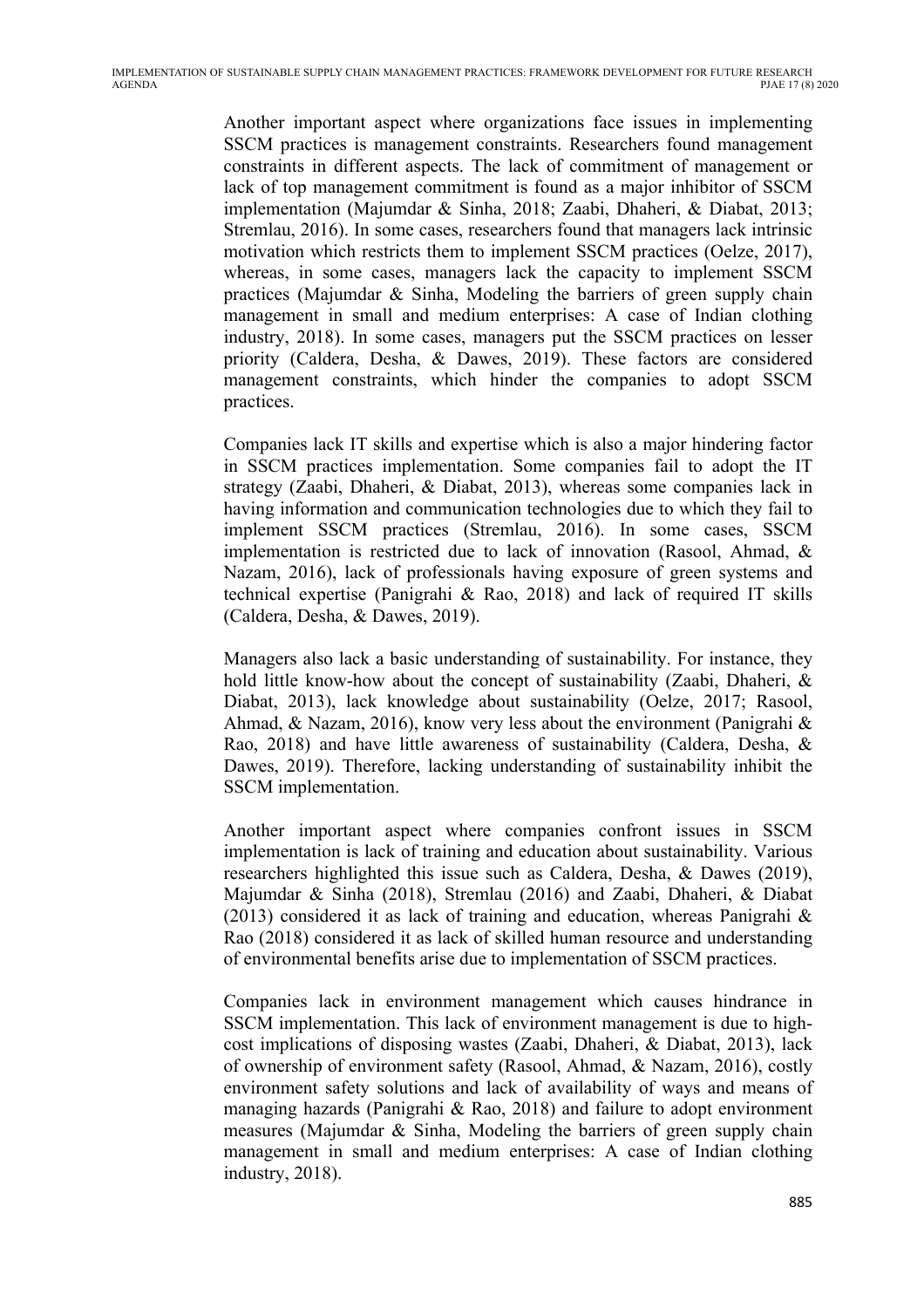Another important aspect where organizations face issues in implementing SSCM practices is management constraints. Researchers found management constraints in different aspects. The lack of commitment of management or lack of top management commitment is found as a major inhibitor of SSCM implementation (Majumdar & Sinha, 2018; Zaabi, Dhaheri, & Diabat, 2013; Stremlau, 2016). In some cases, researchers found that managers lack intrinsic motivation which restricts them to implement SSCM practices (Oelze, 2017), whereas, in some cases, managers lack the capacity to implement SSCM practices (Majumdar & Sinha, Modeling the barriers of green supply chain management in small and medium enterprises: A case of Indian clothing industry, 2018). In some cases, managers put the SSCM practices on lesser priority (Caldera, Desha, & Dawes, 2019). These factors are considered management constraints, which hinder the companies to adopt SSCM practices.

Companies lack IT skills and expertise which is also a major hindering factor in SSCM practices implementation. Some companies fail to adopt the IT strategy (Zaabi, Dhaheri, & Diabat, 2013), whereas some companies lack in having information and communication technologies due to which they fail to implement SSCM practices (Stremlau, 2016). In some cases, SSCM implementation is restricted due to lack of innovation (Rasool, Ahmad, & Nazam, 2016), lack of professionals having exposure of green systems and technical expertise (Panigrahi & Rao, 2018) and lack of required IT skills (Caldera, Desha, & Dawes, 2019).

Managers also lack a basic understanding of sustainability. For instance, they hold little know-how about the concept of sustainability (Zaabi, Dhaheri, & Diabat, 2013), lack knowledge about sustainability (Oelze, 2017; Rasool, Ahmad, & Nazam, 2016), know very less about the environment (Panigrahi & Rao, 2018) and have little awareness of sustainability (Caldera, Desha, & Dawes, 2019). Therefore, lacking understanding of sustainability inhibit the SSCM implementation.

Another important aspect where companies confront issues in SSCM implementation is lack of training and education about sustainability. Various researchers highlighted this issue such as Caldera, Desha, & Dawes (2019), Majumdar & Sinha (2018), Stremlau (2016) and Zaabi, Dhaheri, & Diabat (2013) considered it as lack of training and education, whereas Panigrahi & Rao (2018) considered it as lack of skilled human resource and understanding of environmental benefits arise due to implementation of SSCM practices.

Companies lack in environment management which causes hindrance in SSCM implementation. This lack of environment management is due to high-cost implications of disposing wastes (Zaabi, Dhaheri, & Diabat, 2013), lack of ownership of environment safety (Rasool, Ahmad, & Nazam, 2016), costly environment safety solutions and lack of availability of ways and means of managing hazards (Panigrahi & Rao, 2018) and failure to adopt environment measures (Majumdar & Sinha, Modeling the barriers of green supply chain management in small and medium enterprises: A case of Indian clothing industry, 2018).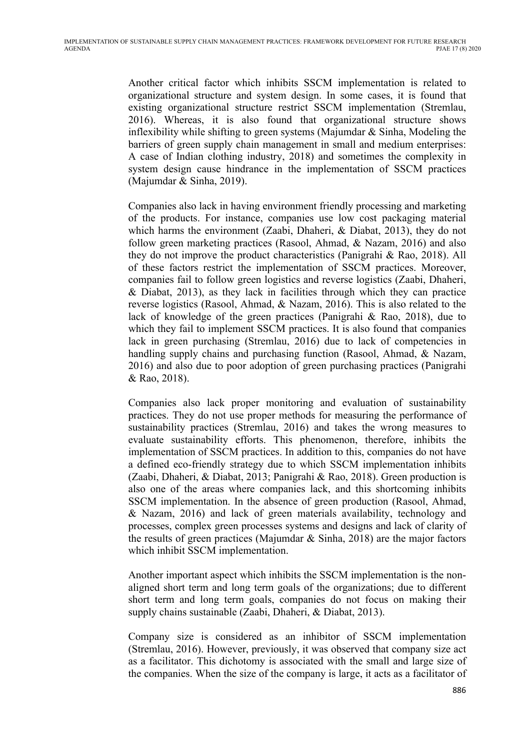Another critical factor which inhibits SSCM implementation is related to organizational structure and system design. In some cases, it is found that existing organizational structure restrict SSCM implementation (Stremlau, 2016). Whereas, it is also found that organizational structure shows inflexibility while shifting to green systems (Majumdar & Sinha, Modeling the barriers of green supply chain management in small and medium enterprises: A case of Indian clothing industry, 2018) and sometimes the complexity in system design cause hindrance in the implementation of SSCM practices (Majumdar & Sinha, 2019).

Companies also lack in having environment friendly processing and marketing of the products. For instance, companies use low cost packaging material which harms the environment (Zaabi, Dhaheri, & Diabat, 2013), they do not follow green marketing practices (Rasool, Ahmad, & Nazam, 2016) and also they do not improve the product characteristics (Panigrahi & Rao, 2018). All of these factors restrict the implementation of SSCM practices. Moreover, companies fail to follow green logistics and reverse logistics (Zaabi, Dhaheri, & Diabat, 2013), as they lack in facilities through which they can practice reverse logistics (Rasool, Ahmad, & Nazam, 2016). This is also related to the lack of knowledge of the green practices (Panigrahi & Rao, 2018), due to which they fail to implement SSCM practices. It is also found that companies lack in green purchasing (Stremlau, 2016) due to lack of competencies in handling supply chains and purchasing function (Rasool, Ahmad, & Nazam, 2016) and also due to poor adoption of green purchasing practices (Panigrahi & Rao, 2018).

Companies also lack proper monitoring and evaluation of sustainability practices. They do not use proper methods for measuring the performance of sustainability practices (Stremlau, 2016) and takes the wrong measures to evaluate sustainability efforts. This phenomenon, therefore, inhibits the implementation of SSCM practices. In addition to this, companies do not have a defined eco-friendly strategy due to which SSCM implementation inhibits (Zaabi, Dhaheri, & Diabat, 2013; Panigrahi & Rao, 2018). Green production is also one of the areas where companies lack, and this shortcoming inhibits SSCM implementation. In the absence of green production (Rasool, Ahmad, & Nazam, 2016) and lack of green materials availability, technology and processes, complex green processes systems and designs and lack of clarity of the results of green practices (Majumdar & Sinha, 2018) are the major factors which inhibit SSCM implementation.

Another important aspect which inhibits the SSCM implementation is the non-aligned short term and long term goals of the organizations; due to different short term and long term goals, companies do not focus on making their supply chains sustainable (Zaabi, Dhaheri, & Diabat, 2013).

Company size is considered as an inhibitor of SSCM implementation (Stremlau, 2016). However, previously, it was observed that company size act as a facilitator. This dichotomy is associated with the small and large size of the companies. When the size of the company is large, it acts as a facilitator of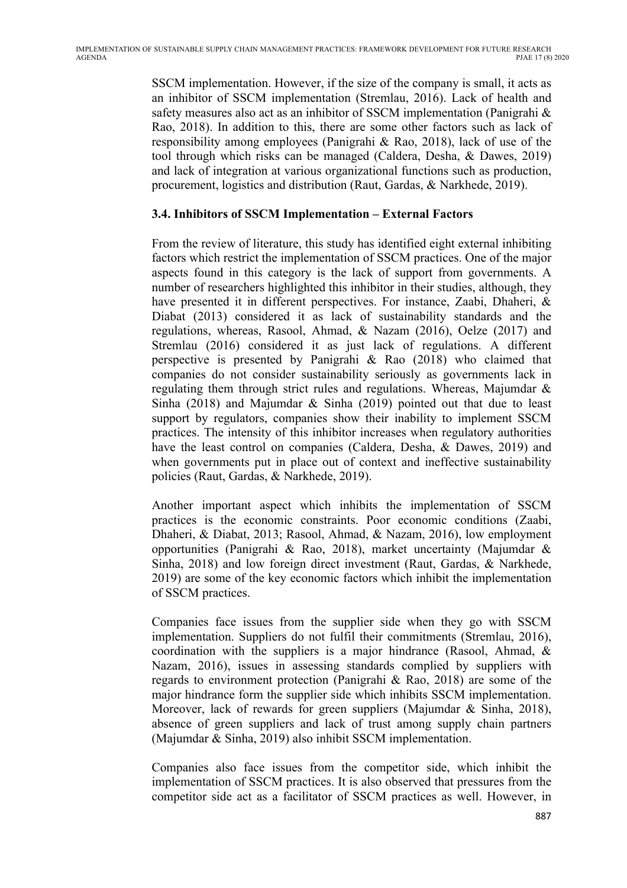SSCM implementation. However, if the size of the company is small, it acts as an inhibitor of SSCM implementation (Stremlau, 2016). Lack of health and safety measures also act as an inhibitor of SSCM implementation (Panigrahi & Rao, 2018). In addition to this, there are some other factors such as lack of responsibility among employees (Panigrahi & Rao, 2018), lack of use of the tool through which risks can be managed (Caldera, Desha, & Dawes, 2019) and lack of integration at various organizational functions such as production, procurement, logistics and distribution (Raut, Gardas, & Narkhede, 2019).

### 3.4. Inhibitors of SSCM Implementation – External Factors

From the review of literature, this study has identified eight external inhibiting factors which restrict the implementation of SSCM practices. One of the major aspects found in this category is the lack of support from governments. A number of researchers highlighted this inhibitor in their studies, although, they have presented it in different perspectives. For instance, Zaabi, Dhaheri, & Diabat (2013) considered it as lack of sustainability standards and the regulations, whereas, Rasool, Ahmad, & Nazam (2016), Oelze (2017) and Stremlau (2016) considered it as just lack of regulations. A different perspective is presented by Panigrahi & Rao (2018) who claimed that companies do not consider sustainability seriously as governments lack in regulating them through strict rules and regulations. Whereas, Majumdar & Sinha (2018) and Majumdar & Sinha (2019) pointed out that due to least support by regulators, companies show their inability to implement SSCM practices. The intensity of this inhibitor increases when regulatory authorities have the least control on companies (Caldera, Desha, & Dawes, 2019) and when governments put in place out of context and ineffective sustainability policies (Raut, Gardas, & Narkhede, 2019).

Another important aspect which inhibits the implementation of SSCM practices is the economic constraints. Poor economic conditions (Zaabi, Dhaheri, & Diabat, 2013; Rasool, Ahmad, & Nazam, 2016), low employment opportunities (Panigrahi & Rao, 2018), market uncertainty (Majumdar & Sinha, 2018) and low foreign direct investment (Raut, Gardas, & Narkhede, 2019) are some of the key economic factors which inhibit the implementation of SSCM practices.

Companies face issues from the supplier side when they go with SSCM implementation. Suppliers do not fulfil their commitments (Stremlau, 2016), coordination with the suppliers is a major hindrance (Rasool, Ahmad, & Nazam, 2016), issues in assessing standards complied by suppliers with regards to environment protection (Panigrahi & Rao, 2018) are some of the major hindrance form the supplier side which inhibits SSCM implementation. Moreover, lack of rewards for green suppliers (Majumdar & Sinha, 2018), absence of green suppliers and lack of trust among supply chain partners (Majumdar & Sinha, 2019) also inhibit SSCM implementation.

Companies also face issues from the competitor side, which inhibit the implementation of SSCM practices. It is also observed that pressures from the competitor side act as a facilitator of SSCM practices as well. However, in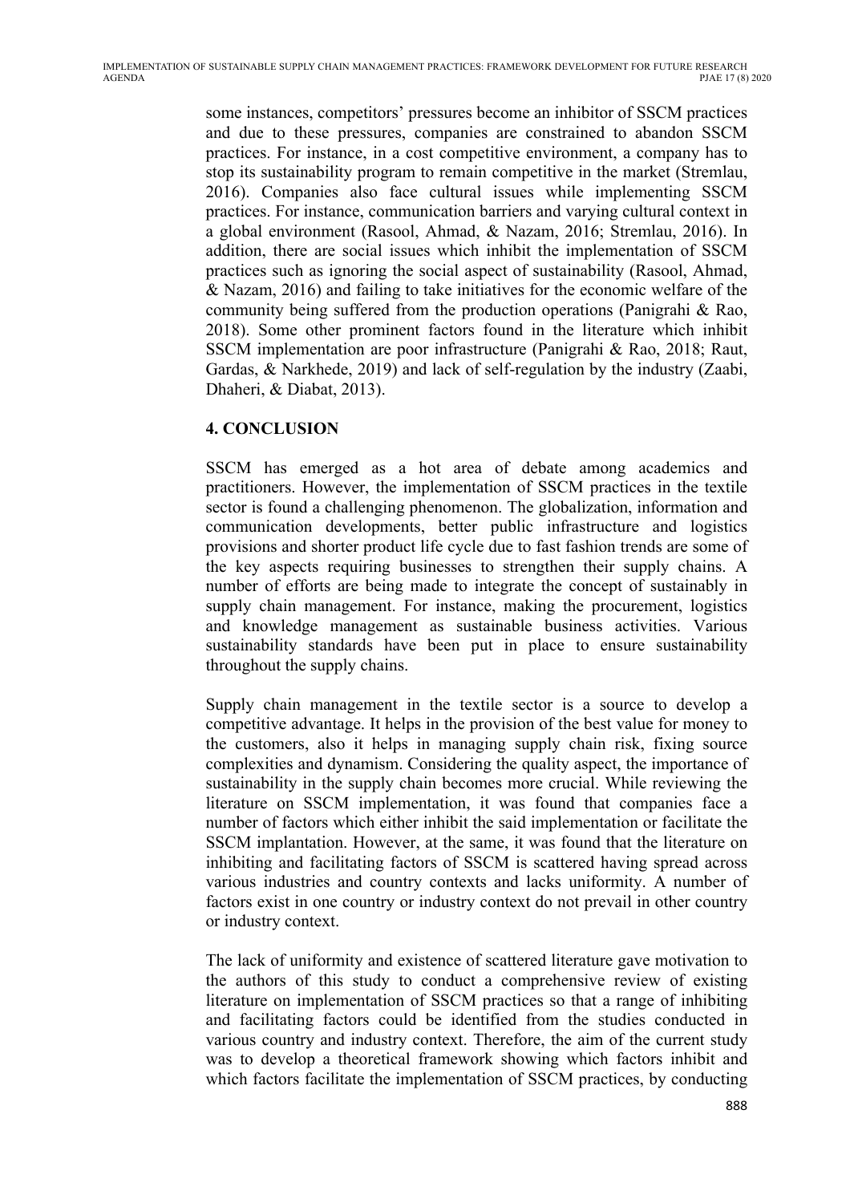some instances, competitors' pressures become an inhibitor of SSCM practices and due to these pressures, companies are constrained to abandon SSCM practices. For instance, in a cost competitive environment, a company has to stop its sustainability program to remain competitive in the market (Stremlau, 2016). Companies also face cultural issues while implementing SSCM practices. For instance, communication barriers and varying cultural context in a global environment (Rasool, Ahmad, & Nazam, 2016; Stremlau, 2016). In addition, there are social issues which inhibit the implementation of SSCM practices such as ignoring the social aspect of sustainability (Rasool, Ahmad, & Nazam, 2016) and failing to take initiatives for the economic welfare of the community being suffered from the production operations (Panigrahi & Rao, 2018). Some other prominent factors found in the literature which inhibit SSCM implementation are poor infrastructure (Panigrahi & Rao, 2018; Raut, Gardas, & Narkhede, 2019) and lack of self-regulation by the industry (Zaabi, Dhaheri, & Diabat, 2013).

## 4. CONCLUSION

SSCM has emerged as a hot area of debate among academics and practitioners. However, the implementation of SSCM practices in the textile sector is found a challenging phenomenon. The globalization, information and communication developments, better public infrastructure and logistics provisions and shorter product life cycle due to fast fashion trends are some of the key aspects requiring businesses to strengthen their supply chains. A number of efforts are being made to integrate the concept of sustainably in supply chain management. For instance, making the procurement, logistics and knowledge management as sustainable business activities. Various sustainability standards have been put in place to ensure sustainability throughout the supply chains.

Supply chain management in the textile sector is a source to develop a competitive advantage. It helps in the provision of the best value for money to the customers, also it helps in managing supply chain risk, fixing source complexities and dynamism. Considering the quality aspect, the importance of sustainability in the supply chain becomes more crucial. While reviewing the literature on SSCM implementation, it was found that companies face a number of factors which either inhibit the said implementation or facilitate the SSCM implantation. However, at the same, it was found that the literature on inhibiting and facilitating factors of SSCM is scattered having spread across various industries and country contexts and lacks uniformity. A number of factors exist in one country or industry context do not prevail in other country or industry context.

The lack of uniformity and existence of scattered literature gave motivation to the authors of this study to conduct a comprehensive review of existing literature on implementation of SSCM practices so that a range of inhibiting and facilitating factors could be identified from the studies conducted in various country and industry context. Therefore, the aim of the current study was to develop a theoretical framework showing which factors inhibit and which factors facilitate the implementation of SSCM practices, by conducting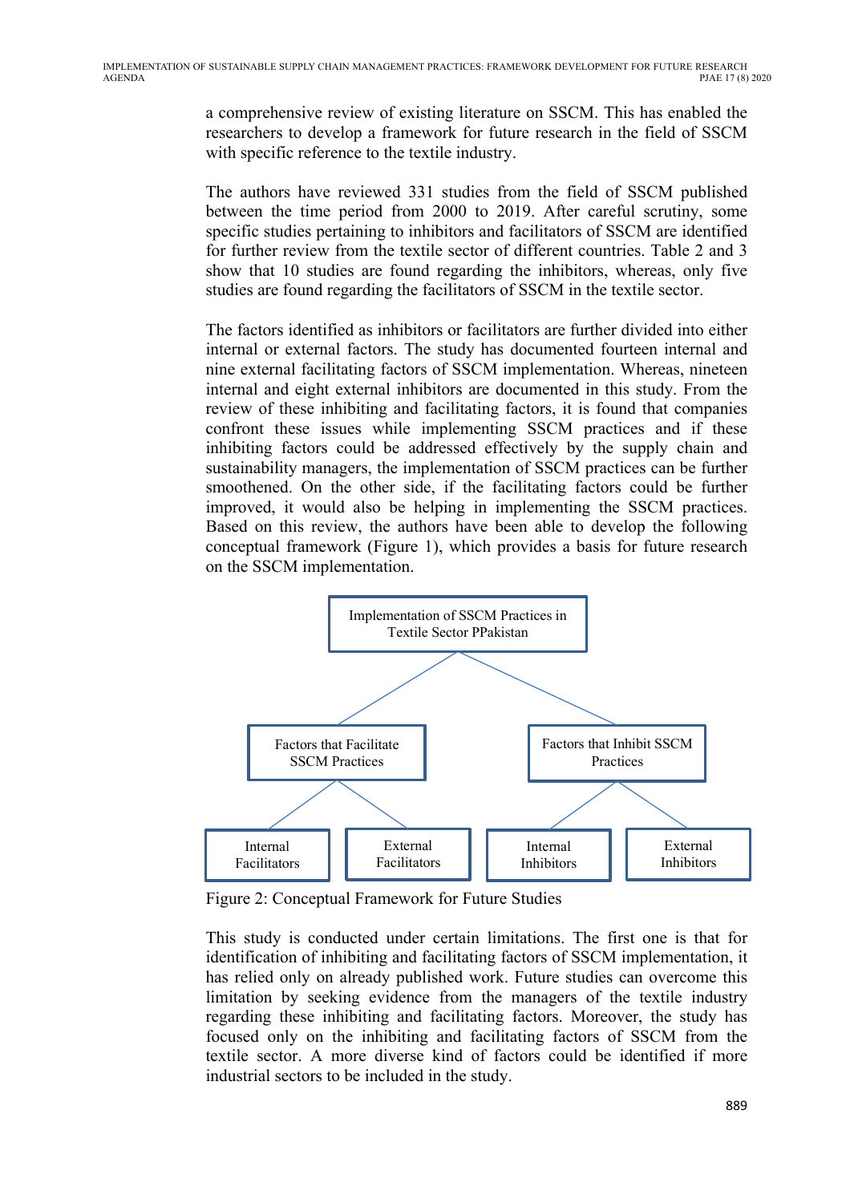a comprehensive review of existing literature on SSCM. This has enabled the researchers to develop a framework for future research in the field of SSCM with specific reference to the textile industry.

The authors have reviewed 331 studies from the field of SSCM published between the time period from 2000 to 2019. After careful scrutiny, some specific studies pertaining to inhibitors and facilitators of SSCM are identified for further review from the textile sector of different countries. Table 2 and 3 show that 10 studies are found regarding the inhibitors, whereas, only five studies are found regarding the facilitators of SSCM in the textile sector.

The factors identified as inhibitors or facilitators are further divided into either internal or external factors. The study has documented fourteen internal and nine external facilitating factors of SSCM implementation. Whereas, nineteen internal and eight external inhibitors are documented in this study. From the review of these inhibiting and facilitating factors, it is found that companies confront these issues while implementing SSCM practices and if these inhibiting factors could be addressed effectively by the supply chain and sustainability managers, the implementation of SSCM practices can be further smoothened. On the other side, if the facilitating factors could be further improved, it would also be helping in implementing the SSCM practices. Based on this review, the authors have been able to develop the following conceptual framework (Figure 1), which provides a basis for future research on the SSCM implementation.

- Implementation of SSCM Practices in Textile Sector PPakistan
  - Factors that Facilitate SSCM Practices
    - Internal Facilitators
    - External Facilitators
  - Factors that Inhibit SSCM Practices
    - Internal Inhibitors
    - External Inhibitors

Figure 2: Conceptual Framework for Future Studies

This study is conducted under certain limitations. The first one is that for identification of inhibiting and facilitating factors of SSCM implementation, it has relied only on already published work. Future studies can overcome this limitation by seeking evidence from the managers of the textile industry regarding these inhibiting and facilitating factors. Moreover, the study has focused only on the inhibiting and facilitating factors of SSCM from the textile sector. A more diverse kind of factors could be identified if more industrial sectors to be included in the study.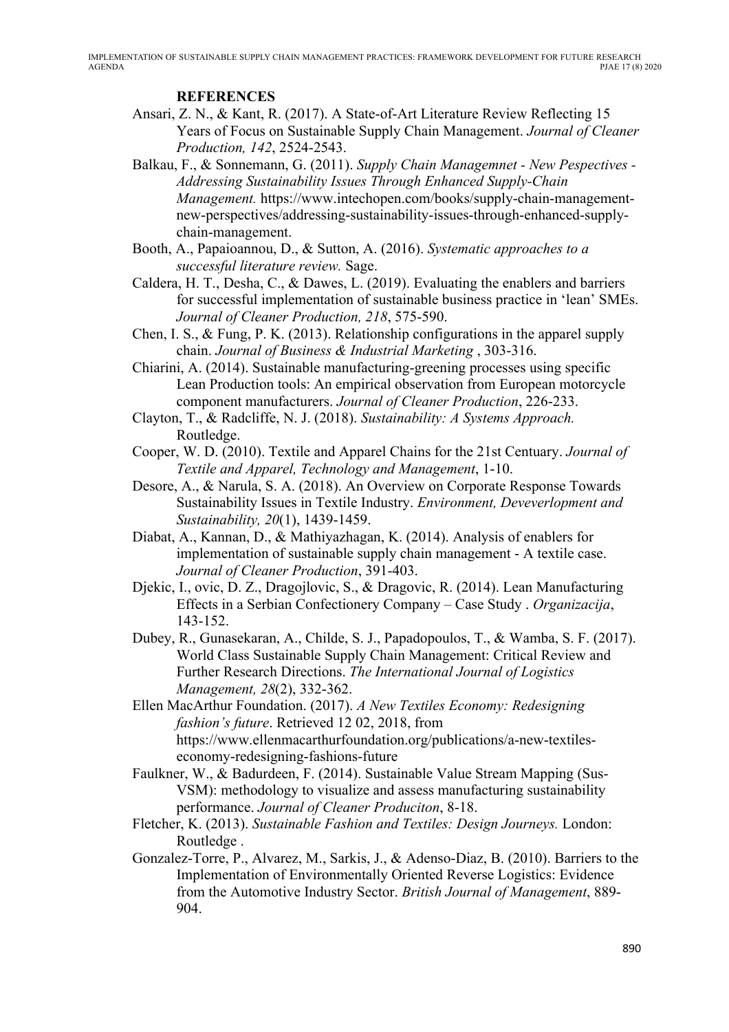## REFERENCES

Ansari, Z. N., & Kant, R. (2017). A State-of-Art Literature Review Reflecting 15 Years of Focus on Sustainable Supply Chain Management. *Journal of Cleaner Production, 142*, 2524-2543.

Balkau, F., & Sonnemann, G. (2011). *Supply Chain Managemnet - New Pespectives - Addressing Sustainability Issues Through Enhanced Supply-Chain Management.* https://www.intechopen.com/books/supply-chain-management-new-perspectives/addressing-sustainability-issues-through-enhanced-supply-chain-management.

Booth, A., Papaioannou, D., & Sutton, A. (2016). *Systematic approaches to a successful literature review.* Sage.

Caldera, H. T., Desha, C., & Dawes, L. (2019). Evaluating the enablers and barriers for successful implementation of sustainable business practice in 'lean' SMEs. *Journal of Cleaner Production, 218*, 575-590.

Chen, I. S., & Fung, P. K. (2013). Relationship configurations in the apparel supply chain. *Journal of Business & Industrial Marketing* , 303-316.

Chiarini, A. (2014). Sustainable manufacturing-greening processes using specific Lean Production tools: An empirical observation from European motorcycle component manufacturers. *Journal of Cleaner Production*, 226-233.

Clayton, T., & Radcliffe, N. J. (2018). *Sustainability: A Systems Approach.* Routledge.

Cooper, W. D. (2010). Textile and Apparel Chains for the 21st Centuary. *Journal of Textile and Apparel, Technology and Management*, 1-10.

Desore, A., & Narula, S. A. (2018). An Overview on Corporate Response Towards Sustainability Issues in Textile Industry. *Environment, Deveverlopment and Sustainability, 20*(1), 1439-1459.

Diabat, A., Kannan, D., & Mathiyazhagan, K. (2014). Analysis of enablers for implementation of sustainable supply chain management - A textile case. *Journal of Cleaner Production*, 391-403.

Djekic, I., ovic, D. Z., Dragojlovic, S., & Dragovic, R. (2014). Lean Manufacturing Effects in a Serbian Confectionery Company – Case Study . *Organizacija*, 143-152.

Dubey, R., Gunasekaran, A., Childe, S. J., Papadopoulos, T., & Wamba, S. F. (2017). World Class Sustainable Supply Chain Management: Critical Review and Further Research Directions. *The International Journal of Logistics Management, 28*(2), 332-362.

Ellen MacArthur Foundation. (2017). *A New Textiles Economy: Redesigning fashion's future*. Retrieved 12 02, 2018, from https://www.ellenmacarthurfoundation.org/publications/a-new-textiles-economy-redesigning-fashions-future

Faulkner, W., & Badurdeen, F. (2014). Sustainable Value Stream Mapping (Sus-VSM): methodology to visualize and assess manufacturing sustainability performance. *Journal of Cleaner Produciton*, 8-18.

Fletcher, K. (2013). *Sustainable Fashion and Textiles: Design Journeys.* London: Routledge .

Gonzalez-Torre, P., Alvarez, M., Sarkis, J., & Adenso-Diaz, B. (2010). Barriers to the Implementation of Environmentally Oriented Reverse Logistics: Evidence from the Automotive Industry Sector. *British Journal of Management*, 889-904.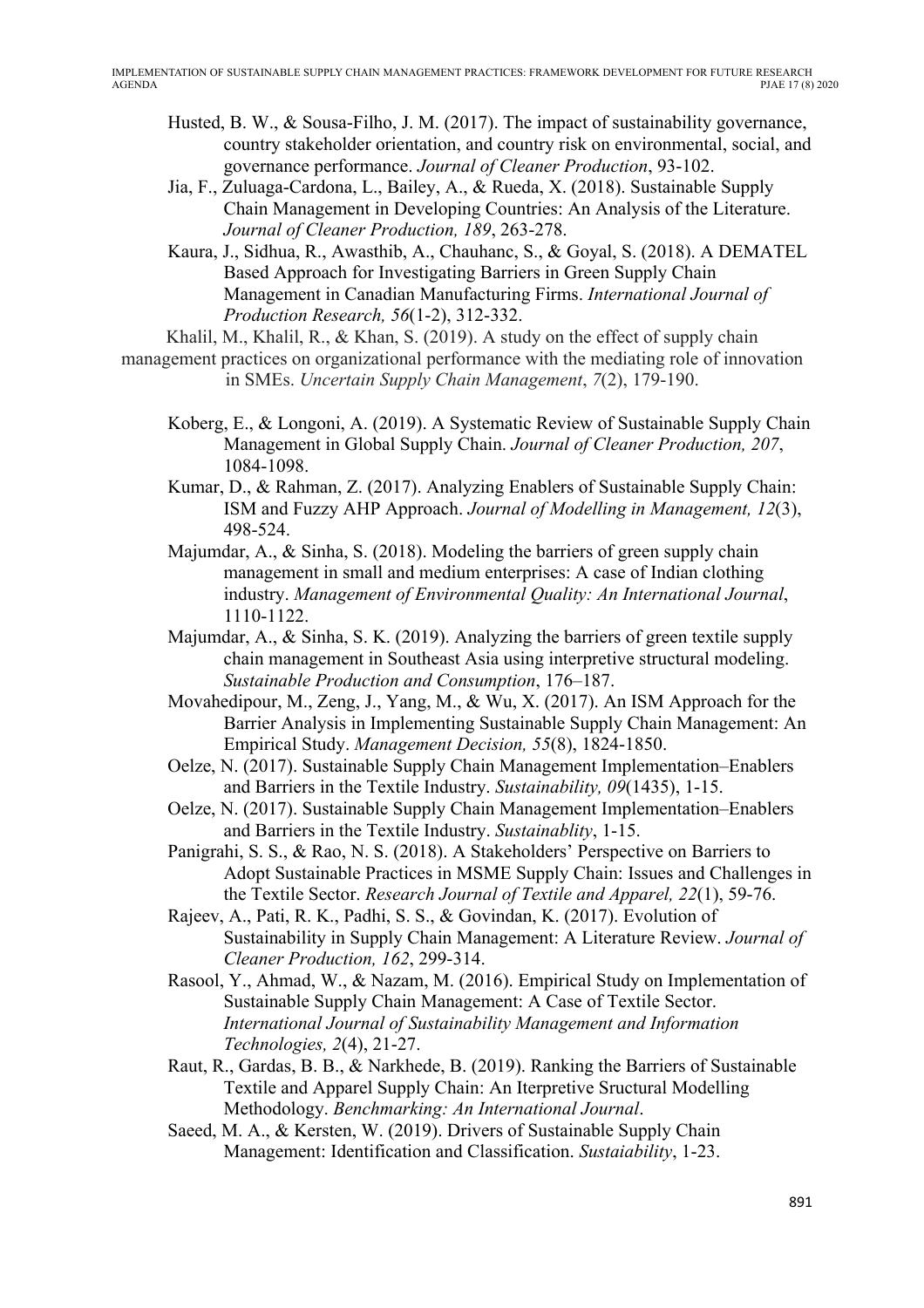Husted, B. W., & Sousa-Filho, J. M. (2017). The impact of sustainability governance, country stakeholder orientation, and country risk on environmental, social, and governance performance. *Journal of Cleaner Production*, 93-102.

Jia, F., Zuluaga-Cardona, L., Bailey, A., & Rueda, X. (2018). Sustainable Supply Chain Management in Developing Countries: An Analysis of the Literature. *Journal of Cleaner Production, 189*, 263-278.

Kaura, J., Sidhua, R., Awasthib, A., Chauhanc, S., & Goyal, S. (2018). A DEMATEL Based Approach for Investigating Barriers in Green Supply Chain Management in Canadian Manufacturing Firms. *International Journal of Production Research, 56*(1-2), 312-332.

Khalil, M., Khalil, R., & Khan, S. (2019). A study on the effect of supply chain management practices on organizational performance with the mediating role of innovation in SMEs. *Uncertain Supply Chain Management*, *7*(2), 179-190.

Koberg, E., & Longoni, A. (2019). A Systematic Review of Sustainable Supply Chain Management in Global Supply Chain. *Journal of Cleaner Production, 207*, 1084-1098.

Kumar, D., & Rahman, Z. (2017). Analyzing Enablers of Sustainable Supply Chain: ISM and Fuzzy AHP Approach. *Journal of Modelling in Management, 12*(3), 498-524.

Majumdar, A., & Sinha, S. (2018). Modeling the barriers of green supply chain management in small and medium enterprises: A case of Indian clothing industry. *Management of Environmental Quality: An International Journal*, 1110-1122.

Majumdar, A., & Sinha, S. K. (2019). Analyzing the barriers of green textile supply chain management in Southeast Asia using interpretive structural modeling. *Sustainable Production and Consumption*, 176–187.

Movahedipour, M., Zeng, J., Yang, M., & Wu, X. (2017). An ISM Approach for the Barrier Analysis in Implementing Sustainable Supply Chain Management: An Empirical Study. *Management Decision, 55*(8), 1824-1850.

Oelze, N. (2017). Sustainable Supply Chain Management Implementation–Enablers and Barriers in the Textile Industry. *Sustainability, 09*(1435), 1-15.

Oelze, N. (2017). Sustainable Supply Chain Management Implementation–Enablers and Barriers in the Textile Industry. *Sustainablity*, 1-15.

Panigrahi, S. S., & Rao, N. S. (2018). A Stakeholders' Perspective on Barriers to Adopt Sustainable Practices in MSME Supply Chain: Issues and Challenges in the Textile Sector. *Research Journal of Textile and Apparel, 22*(1), 59-76.

Rajeev, A., Pati, R. K., Padhi, S. S., & Govindan, K. (2017). Evolution of Sustainability in Supply Chain Management: A Literature Review. *Journal of Cleaner Production, 162*, 299-314.

Rasool, Y., Ahmad, W., & Nazam, M. (2016). Empirical Study on Implementation of Sustainable Supply Chain Management: A Case of Textile Sector. *International Journal of Sustainability Management and Information Technologies, 2*(4), 21-27.

Raut, R., Gardas, B. B., & Narkhede, B. (2019). Ranking the Barriers of Sustainable Textile and Apparel Supply Chain: An Iterpretive Sructural Modelling Methodology. *Benchmarking: An International Journal*.

Saeed, M. A., & Kersten, W. (2019). Drivers of Sustainable Supply Chain Management: Identification and Classification. *Sustaiability*, 1-23.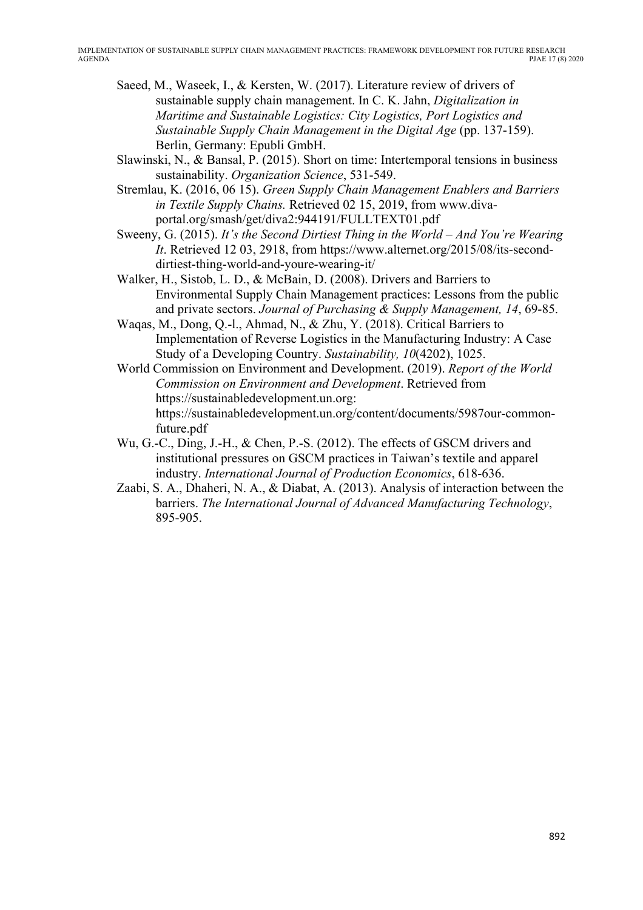Saeed, M., Waseek, I., & Kersten, W. (2017). Literature review of drivers of sustainable supply chain management. In C. K. Jahn, *Digitalization in Maritime and Sustainable Logistics: City Logistics, Port Logistics and Sustainable Supply Chain Management in the Digital Age* (pp. 137-159). Berlin, Germany: Epubli GmbH.

Slawinski, N., & Bansal, P. (2015). Short on time: Intertemporal tensions in business sustainability. *Organization Science*, 531-549.

Stremlau, K. (2016, 06 15). *Green Supply Chain Management Enablers and Barriers in Textile Supply Chains.* Retrieved 02 15, 2019, from www.diva-portal.org/smash/get/diva2:944191/FULLTEXT01.pdf

Sweeny, G. (2015). *It's the Second Dirtiest Thing in the World – And You're Wearing It*. Retrieved 12 03, 2918, from https://www.alternet.org/2015/08/its-second-dirtiest-thing-world-and-youre-wearing-it/

Walker, H., Sistob, L. D., & McBain, D. (2008). Drivers and Barriers to Environmental Supply Chain Management practices: Lessons from the public and private sectors. *Journal of Purchasing & Supply Management, 14*, 69-85.

Waqas, M., Dong, Q.-l., Ahmad, N., & Zhu, Y. (2018). Critical Barriers to Implementation of Reverse Logistics in the Manufacturing Industry: A Case Study of a Developing Country. *Sustainability, 10*(4202), 1025.

World Commission on Environment and Development. (2019). *Report of the World Commission on Environment and Development*. Retrieved from https://sustainabledevelopment.un.org: https://sustainabledevelopment.un.org/content/documents/5987our-common-future.pdf

Wu, G.-C., Ding, J.-H., & Chen, P.-S. (2012). The effects of GSCM drivers and institutional pressures on GSCM practices in Taiwan's textile and apparel industry. *International Journal of Production Economics*, 618-636.

Zaabi, S. A., Dhaheri, N. A., & Diabat, A. (2013). Analysis of interaction between the barriers. *The International Journal of Advanced Manufacturing Technology*, 895-905.